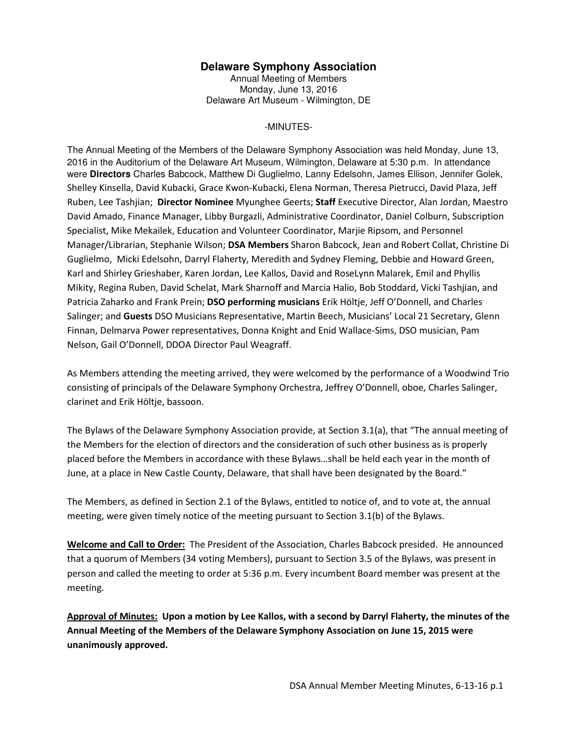# Delaware Symphony Association

Annual Meeting of Members
Monday, June 13, 2016
Delaware Art Museum - Wilmington, DE

-MINUTES-

The Annual Meeting of the Members of the Delaware Symphony Association was held Monday, June 13, 2016 in the Auditorium of the Delaware Art Museum, Wilmington, Delaware at 5:30 p.m. In attendance were **Directors** Charles Babcock, Matthew Di Guglielmo, Lanny Edelsohn, James Ellison, Jennifer Golek, Shelley Kinsella, David Kubacki, Grace Kwon-Kubacki, Elena Norman, Theresa Pietrucci, David Plaza, Jeff Ruben, Lee Tashjian; **Director Nominee** Myunghee Geerts; **Staff** Executive Director, Alan Jordan, Maestro David Amado, Finance Manager, Libby Burgazli, Administrative Coordinator, Daniel Colburn, Subscription Specialist, Mike Mekailek, Education and Volunteer Coordinator, Marjie Ripsom, and Personnel Manager/Librarian, Stephanie Wilson; **DSA Members** Sharon Babcock, Jean and Robert Collat, Christine Di Guglielmo, Micki Edelsohn, Darryl Flaherty, Meredith and Sydney Fleming, Debbie and Howard Green, Karl and Shirley Grieshaber, Karen Jordan, Lee Kallos, David and RoseLynn Malarek, Emil and Phyllis Mikity, Regina Ruben, David Schelat, Mark Sharnoff and Marcia Halio, Bob Stoddard, Vicki Tashjian, and Patricia Zaharko and Frank Prein; **DSO performing musicians** Erik Höltje, Jeff O'Donnell, and Charles Salinger; and **Guests** DSO Musicians Representative, Martin Beech, Musicians' Local 21 Secretary, Glenn Finnan, Delmarva Power representatives, Donna Knight and Enid Wallace-Sims, DSO musician, Pam Nelson, Gail O'Donnell, DDOA Director Paul Weagraff.

As Members attending the meeting arrived, they were welcomed by the performance of a Woodwind Trio consisting of principals of the Delaware Symphony Orchestra, Jeffrey O'Donnell, oboe, Charles Salinger, clarinet and Erik Höltje, bassoon.

The Bylaws of the Delaware Symphony Association provide, at Section 3.1(a), that "The annual meeting of the Members for the election of directors and the consideration of such other business as is properly placed before the Members in accordance with these Bylaws…shall be held each year in the month of June, at a place in New Castle County, Delaware, that shall have been designated by the Board."

The Members, as defined in Section 2.1 of the Bylaws, entitled to notice of, and to vote at, the annual meeting, were given timely notice of the meeting pursuant to Section 3.1(b) of the Bylaws.

**<u>Welcome and Call to Order:</u>** The President of the Association, Charles Babcock presided. He announced that a quorum of Members (34 voting Members), pursuant to Section 3.5 of the Bylaws, was present in person and called the meeting to order at 5:36 p.m. Every incumbent Board member was present at the meeting.

**<u>Approval of Minutes:</u> Upon a motion by Lee Kallos, with a second by Darryl Flaherty, the minutes of the Annual Meeting of the Members of the Delaware Symphony Association on June 15, 2015 were unanimously approved.**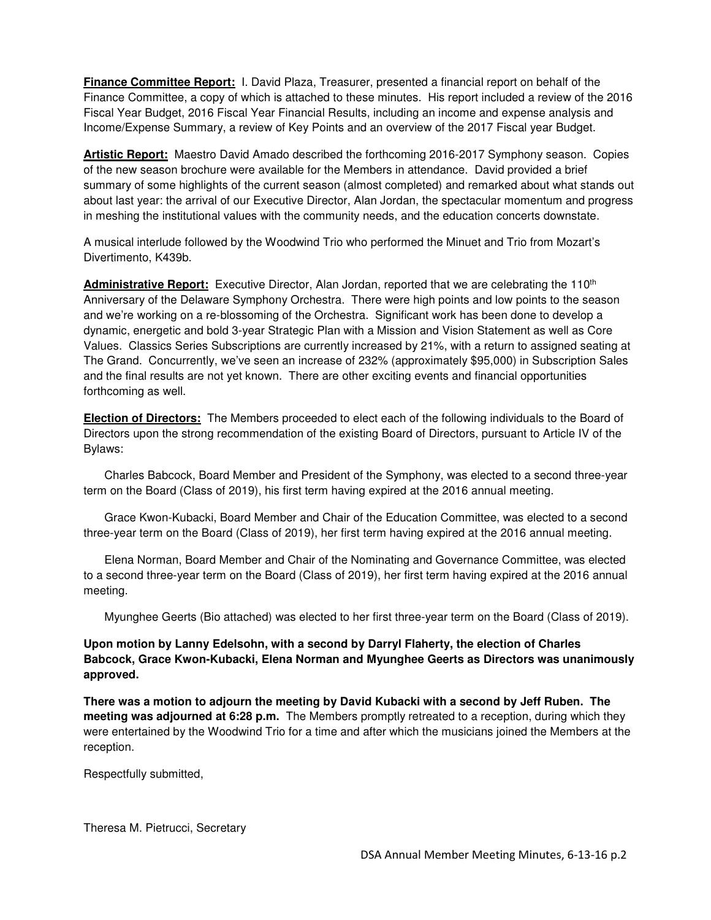**Finance Committee Report:** I. David Plaza, Treasurer, presented a financial report on behalf of the Finance Committee, a copy of which is attached to these minutes. His report included a review of the 2016 Fiscal Year Budget, 2016 Fiscal Year Financial Results, including an income and expense analysis and Income/Expense Summary, a review of Key Points and an overview of the 2017 Fiscal year Budget.

**Artistic Report:** Maestro David Amado described the forthcoming 2016-2017 Symphony season. Copies of the new season brochure were available for the Members in attendance. David provided a brief summary of some highlights of the current season (almost completed) and remarked about what stands out about last year: the arrival of our Executive Director, Alan Jordan, the spectacular momentum and progress in meshing the institutional values with the community needs, and the education concerts downstate.

A musical interlude followed by the Woodwind Trio who performed the Minuet and Trio from Mozart's Divertimento, K439b.

**Administrative Report:** Executive Director, Alan Jordan, reported that we are celebrating the 110th Anniversary of the Delaware Symphony Orchestra. There were high points and low points to the season and we're working on a re-blossoming of the Orchestra. Significant work has been done to develop a dynamic, energetic and bold 3-year Strategic Plan with a Mission and Vision Statement as well as Core Values. Classics Series Subscriptions are currently increased by 21%, with a return to assigned seating at The Grand. Concurrently, we've seen an increase of 232% (approximately $95,000) in Subscription Sales and the final results are not yet known. There are other exciting events and financial opportunities forthcoming as well.

**Election of Directors:** The Members proceeded to elect each of the following individuals to the Board of Directors upon the strong recommendation of the existing Board of Directors, pursuant to Article IV of the Bylaws:

Charles Babcock, Board Member and President of the Symphony, was elected to a second three-year term on the Board (Class of 2019), his first term having expired at the 2016 annual meeting.

Grace Kwon-Kubacki, Board Member and Chair of the Education Committee, was elected to a second three-year term on the Board (Class of 2019), her first term having expired at the 2016 annual meeting.

Elena Norman, Board Member and Chair of the Nominating and Governance Committee, was elected to a second three-year term on the Board (Class of 2019), her first term having expired at the 2016 annual meeting.

Myunghee Geerts (Bio attached) was elected to her first three-year term on the Board (Class of 2019).

**Upon motion by Lanny Edelsohn, with a second by Darryl Flaherty, the election of Charles Babcock, Grace Kwon-Kubacki, Elena Norman and Myunghee Geerts as Directors was unanimously approved.**

**There was a motion to adjourn the meeting by David Kubacki with a second by Jeff Ruben. The meeting was adjourned at 6:28 p.m.** The Members promptly retreated to a reception, during which they were entertained by the Woodwind Trio for a time and after which the musicians joined the Members at the reception.

Respectfully submitted,

Theresa M. Pietrucci, Secretary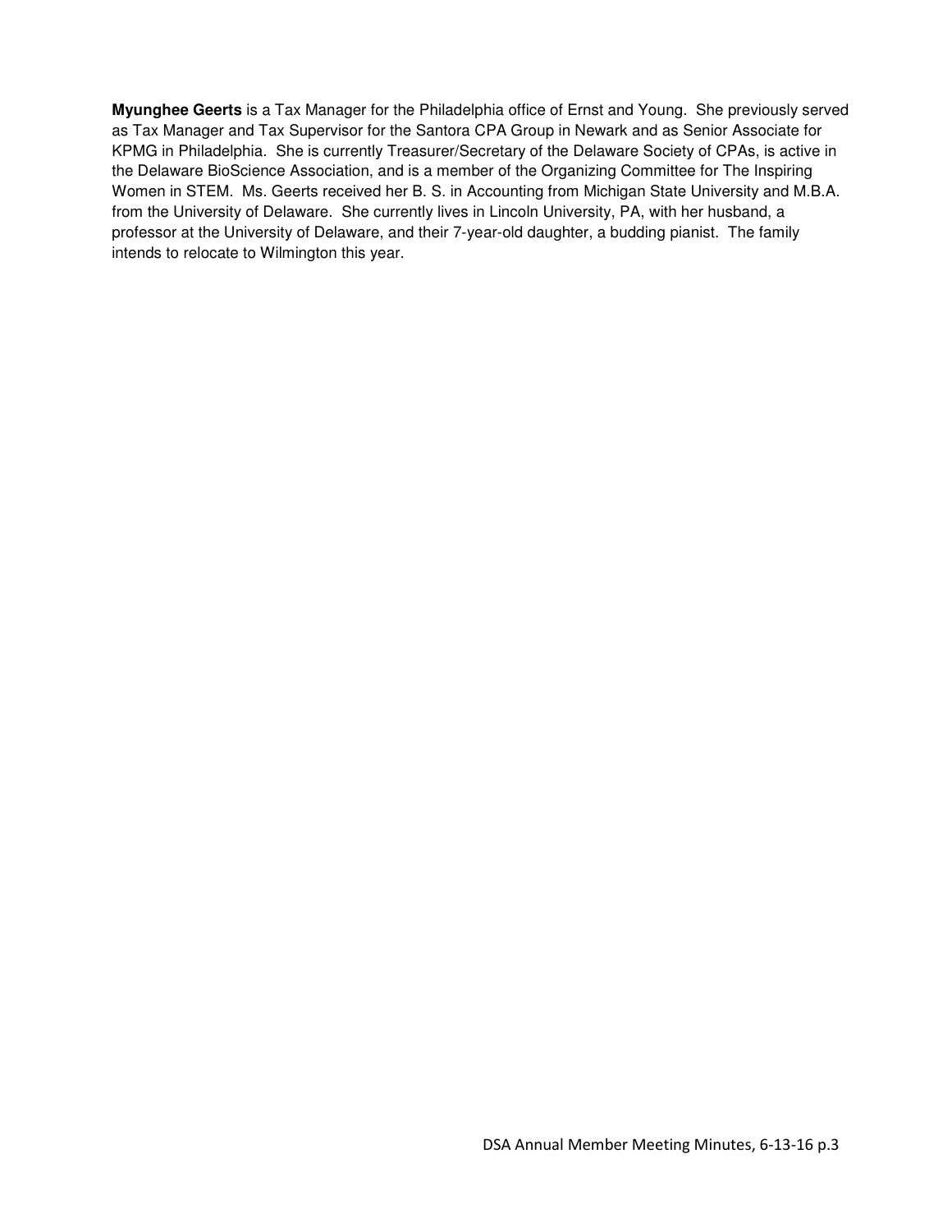**Myunghee Geerts** is a Tax Manager for the Philadelphia office of Ernst and Young. She previously served as Tax Manager and Tax Supervisor for the Santora CPA Group in Newark and as Senior Associate for KPMG in Philadelphia. She is currently Treasurer/Secretary of the Delaware Society of CPAs, is active in the Delaware BioScience Association, and is a member of the Organizing Committee for The Inspiring Women in STEM. Ms. Geerts received her B. S. in Accounting from Michigan State University and M.B.A. from the University of Delaware. She currently lives in Lincoln University, PA, with her husband, a professor at the University of Delaware, and their 7-year-old daughter, a budding pianist. The family intends to relocate to Wilmington this year.